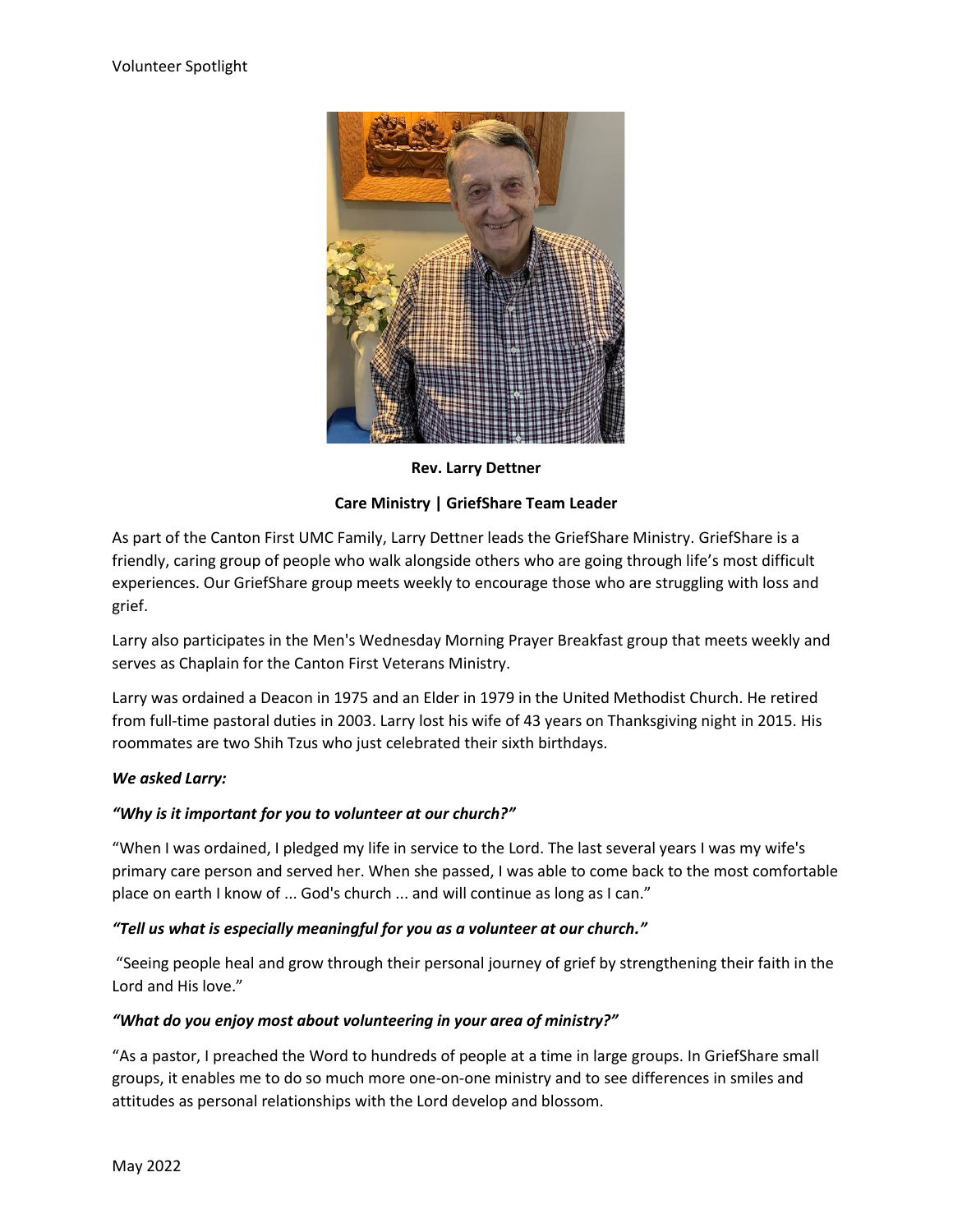Volunteer Spotlight

**Rev. Larry Dettner**

**Care Ministry | GriefShare Team Leader**

As part of the Canton First UMC Family, Larry Dettner leads the GriefShare Ministry. GriefShare is a friendly, caring group of people who walk alongside others who are going through life's most difficult experiences. Our GriefShare group meets weekly to encourage those who are struggling with loss and grief.

Larry also participates in the Men's Wednesday Morning Prayer Breakfast group that meets weekly and serves as Chaplain for the Canton First Veterans Ministry.

Larry was ordained a Deacon in 1975 and an Elder in 1979 in the United Methodist Church. He retired from full-time pastoral duties in 2003. Larry lost his wife of 43 years on Thanksgiving night in 2015. His roommates are two Shih Tzus who just celebrated their sixth birthdays.

***We asked Larry:***

***"Why is it important for you to volunteer at our church?"***

"When I was ordained, I pledged my life in service to the Lord. The last several years I was my wife's primary care person and served her. When she passed, I was able to come back to the most comfortable place on earth I know of ... God's church ... and will continue as long as I can."

***"Tell us what is especially meaningful for you as a volunteer at our church."***

"Seeing people heal and grow through their personal journey of grief by strengthening their faith in the Lord and His love."

***"What do you enjoy most about volunteering in your area of ministry?"***

"As a pastor, I preached the Word to hundreds of people at a time in large groups. In GriefShare small groups, it enables me to do so much more one-on-one ministry and to see differences in smiles and attitudes as personal relationships with the Lord develop and blossom.

May 2022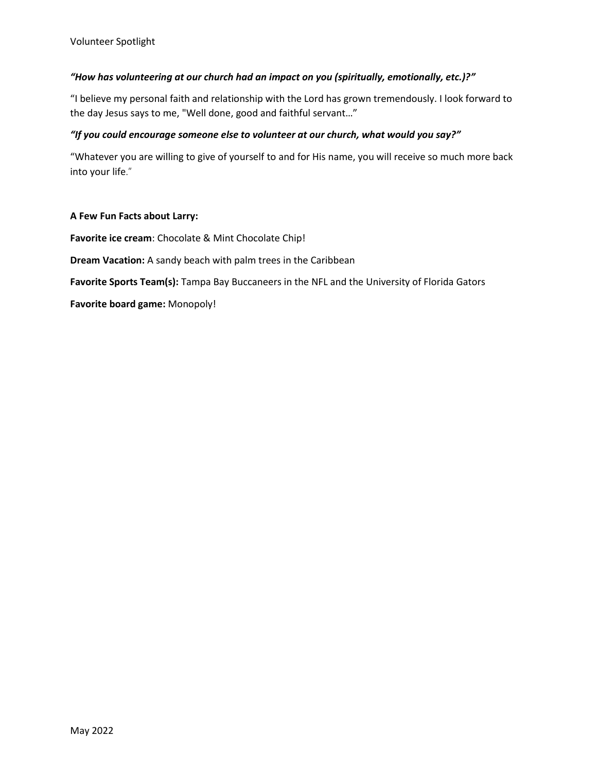***"How has volunteering at our church had an impact on you (spiritually, emotionally, etc.)?"***

"I believe my personal faith and relationship with the Lord has grown tremendously. I look forward to the day Jesus says to me, "Well done, good and faithful servant…"

***"If you could encourage someone else to volunteer at our church, what would you say?"***

"Whatever you are willing to give of yourself to and for His name, you will receive so much more back into your life."

**A Few Fun Facts about Larry:**

**Favorite ice cream**: Chocolate & Mint Chocolate Chip!

**Dream Vacation:** A sandy beach with palm trees in the Caribbean

**Favorite Sports Team(s):** Tampa Bay Buccaneers in the NFL and the University of Florida Gators

**Favorite board game:** Monopoly!